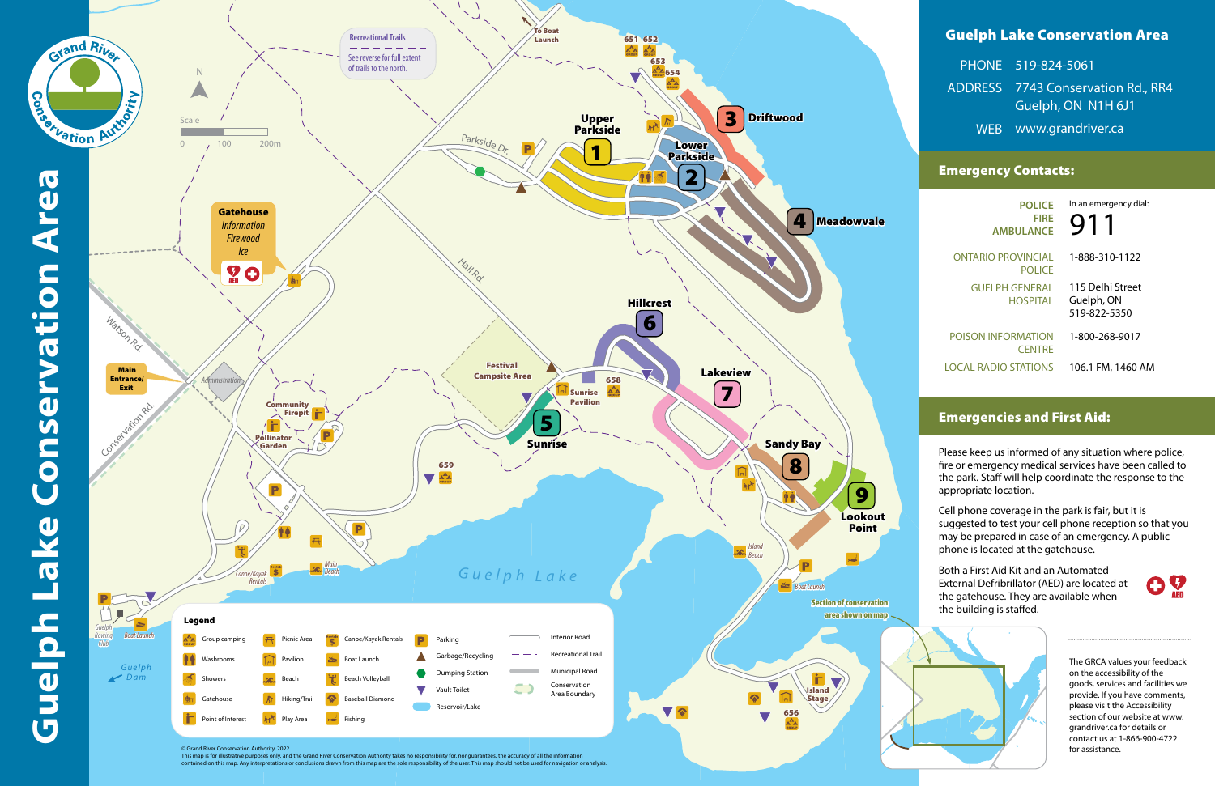# Guelph Lake Conservation Area

## Guelph Lake Conservation Area

| | |
|---|---|
| PHONE | 519-824-5061 |
| ADDRESS | 7743 Conservation Rd., RR4 Guelph, ON N1H 6J1 |
| WEB | www.grandriver.ca |

## Emergency Contacts:

| | |
|---|---|
| POLICE FIRE AMBULANCE | In an emergency dial: 911 |
| ONTARIO PROVINCIAL POLICE | 1-888-310-1122 |
| GUELPH GENERAL HOSPITAL | 115 Delhi Street Guelph, ON 519-822-5350 |
| POISON INFORMATION CENTRE | 1-800-268-9017 |
| LOCAL RADIO STATIONS | 106.1 FM, 1460 AM |

## Emergencies and First Aid:

Please keep us informed of any situation where police, fire or emergency medical services have been called to the park. Staff will help coordinate the response to the appropriate location.

Cell phone coverage in the park is fair, but it is suggested to test your cell phone reception so that you may be prepared in case of an emergency. A public phone is located at the gatehouse.

Both a First Aid Kit and an Automated External Defibrillator (AED) are located at the gatehouse. They are available when the building is staffed.

The GRCA values your feedback on the accessibility of the goods, services and facilities we provide. If you have comments, please visit the Accessibility section of our website at www.grandriver.ca for details or contact us at 1-866-900-4722 for assistance.

Section of conservation area shown on map

Recreational Trails — See reverse for full extent of trails to the north.

Gatehouse: Information, Firewood, Ice

Main Entrance/Exit

Campgrounds: 1 Upper Parkside, 2 Lower Parkside, 3 Driftwood, 4 Meadowvale, 5 Sunrise, 6 Hillcrest, 7 Lakeview, 8 Sandy Bay, 9 Lookout Point

Group camping sites: 651, 652, 653, 654, 656, 658, 659

Map labels: To Boat Launch, Parkside Dr., Hall Rd., Watson Rd., Conservation Rd., Administration, Festival Campsite Area, Community Firepit, Pollinator Garden, Sunrise Pavilion, Canoe/Kayak Rentals, Main Beach, Island Beach, Boat Launch, Island Stage, Guelph Rowing Club, Guelph Dam, Guelph Lake

Scale: 0, 100, 200m

### Legend

- Group camping
- Washrooms
- Showers
- Gatehouse
- Point of Interest
- Picnic Area
- Pavilion
- Beach
- Hiking/Trail
- Play Area
- Canoe/Kayak Rentals
- Boat Launch
- Beach Volleyball
- Baseball Diamond
- Fishing
- Parking
- Garbage/Recycling
- Dumping Station
- Vault Toilet
- Reservoir/Lake
- Interior Road
- Recreational Trail
- Municipal Road
- Conservation Area Boundary

© Grand River Conservation Authority, 2022.
This map is for illustrative purposes only, and the Grand River Conservation Authority takes no responsibility for, nor guarantees, the accuracy of all the information contained on this map. Any interpretations or conclusions drawn from this map are the sole responsibility of the user. This map should not be used for navigation or analysis.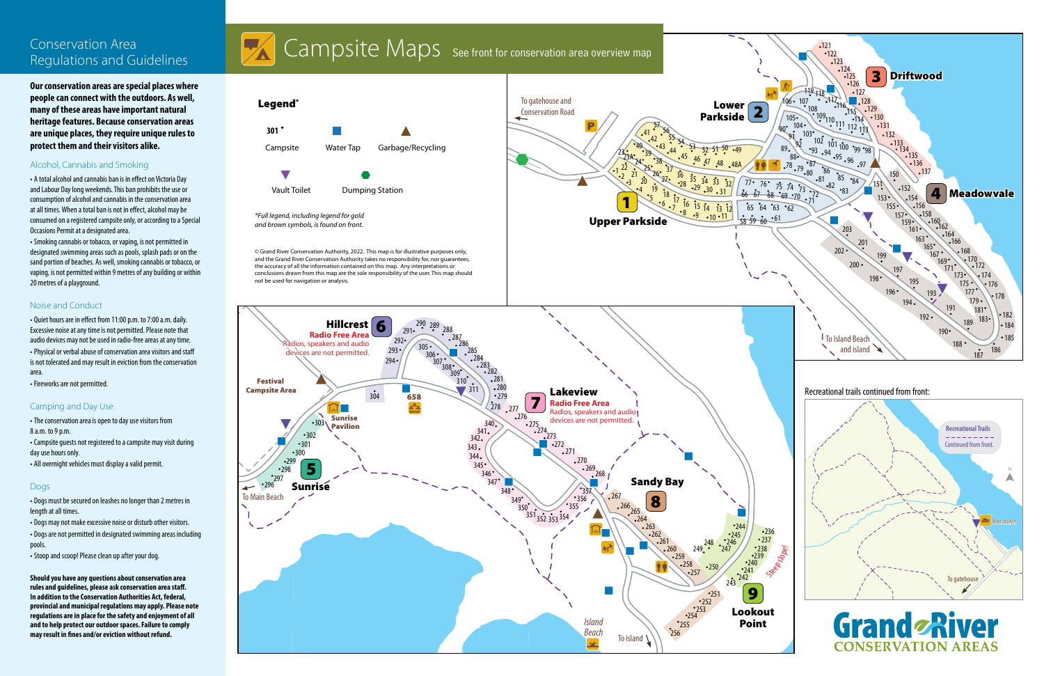## Conservation Area Regulations and Guidelines

**Our conservation areas are special places where people can connect with the outdoors. As well, many of these areas have important natural heritage features. Because conservation areas are unique places, they require unique rules to protect them and their visitors alike.**

### Alcohol, Cannabis and Smoking

- A total alcohol and cannabis ban is in effect on Victoria Day and Labour Day long weekends. This ban prohibits the use or consumption of alcohol and cannabis in the conservation area at all times. When a total ban is not in effect, alcohol may be consumed on a registered campsite only, or according to a Special Occasions Permit at a designated area.
- Smoking cannabis or tobacco, or vaping, is not permitted in designated swimming areas such as pools, splash pads or on the sand portion of beaches. As well, smoking cannabis or tobacco, or vaping, is not permitted within 9 metres of any building or within 20 metres of a playground.

### Noise and Conduct

- Quiet hours are in effect from 11:00 p.m. to 7:00 a.m. daily. Excessive noise at any time is not permitted. Please note that audio devices may not be used in radio-free areas at any time.
- Physical or verbal abuse of conservation area visitors and staff is not tolerated and may result in eviction from the conservation area.
- Fireworks are not permitted.

### Camping and Day Use

- The conservation area is open to day use visitors from 8 a.m. to 9 p.m.
- Campsite guests not registered to a campsite may visit during day use hours only.
- All overnight vehicles must display a valid permit.

### Dogs

- Dogs must be secured on leashes no longer than 2 metres in length at all times.
- Dogs may not make excessive noise or disturb other visitors.
- Dogs are not permitted in designated swimming areas including pools.
- Stoop and scoop! Please clean up after your dog.

**Should you have any questions about conservation area rules and guidelines, please ask conservation area staff. In addition to the Conservation Authorities Act, federal, provincial and municipal regulations may apply. Please note regulations are in place for the safety and enjoyment of all and to help protect our outdoor spaces. Failure to comply may result in fines and/or eviction without refund.**

## Campsite Maps

See front for conservation area overview map

### Legend*

- 301 • Campsite
- Water Tap
- Garbage/Recycling
- Vault Toilet
- Dumping Station

*Full legend, including legend for gold and brown symbols, is found on front.*

© Grand River Conservation Authority, 2022. This map is for illustrative purposes only, and the Grand River Conservation Authority takes no responsibility for, nor guarantees, the accuracy of all the information contained on this map. Any interpretations or conclusions drawn from this map are the sole responsibility of the user. This map should not be used for navigation or association.

To gatehouse and Conservation Road

1 Upper Parkside

2 Lower Parkside

3 Driftwood

4 Meadowvale

To Island Beach and island

5 Sunrise

6 Hillcrest — Radio Free Area — Radios, speakers and audio devices are not permitted.

7 Lakeview — Radio Free Area — Radios, speakers and audio devices are not permitted.

8 Sandy Bay

9 Lookout Point

Festival Campsite Area

Sunrise Pavilion

658

To Main Beach

Island Beach

To island

Steep slope!

Recreational trails continued from front:

Recreational Trails

Continued from front.

Boat Launch

To gatehouse

Grand River CONSERVATION AREAS